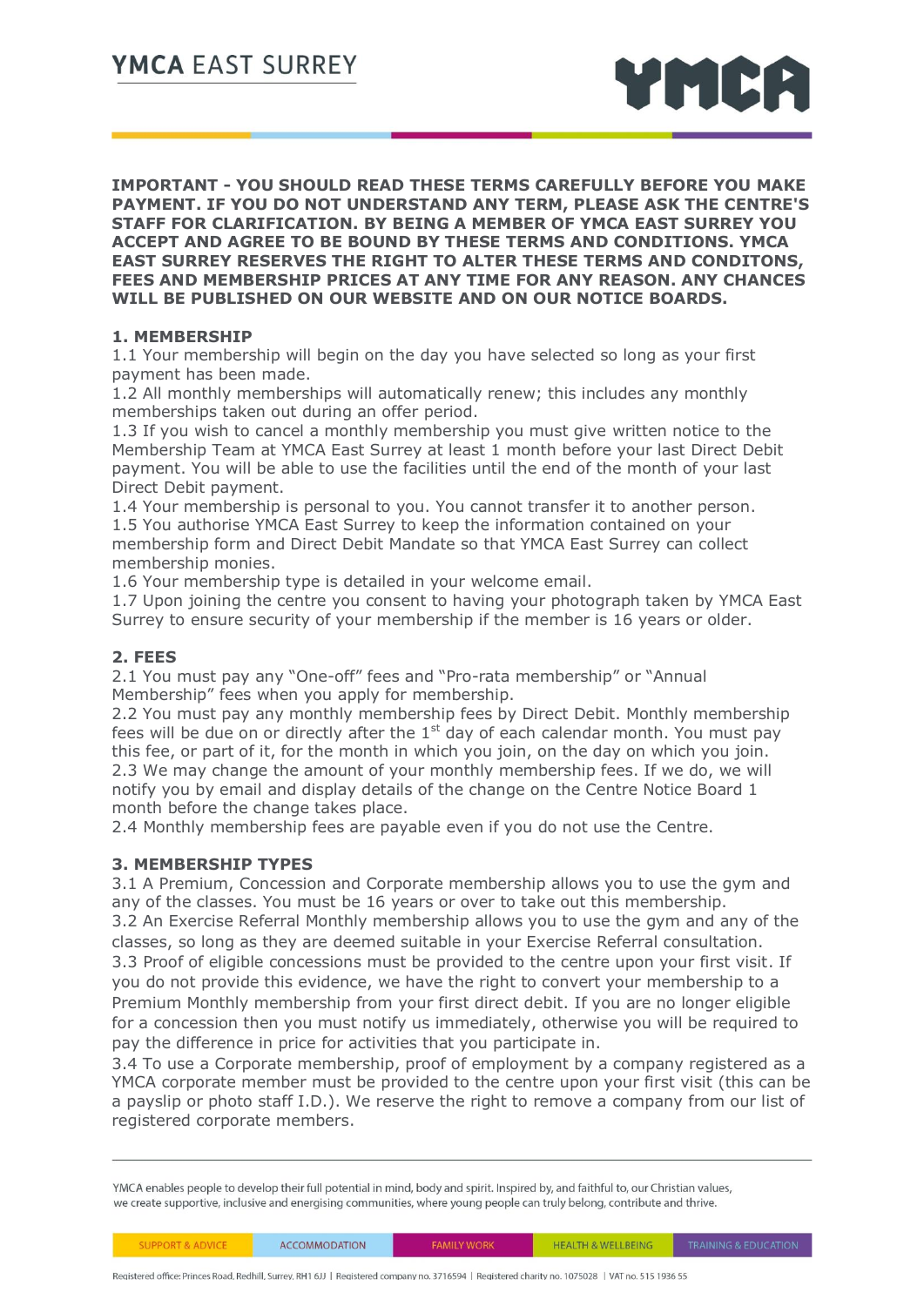# YMCA EAST SURREY

**IMPORTANT - YOU SHOULD READ THESE TERMS CAREFULLY BEFORE YOU MAKE PAYMENT. IF YOU DO NOT UNDERSTAND ANY TERM, PLEASE ASK THE CENTRE'S STAFF FOR CLARIFICATION. BY BEING A MEMBER OF YMCA EAST SURREY YOU ACCEPT AND AGREE TO BE BOUND BY THESE TERMS AND CONDITIONS. YMCA EAST SURREY RESERVES THE RIGHT TO ALTER THESE TERMS AND CONDITONS, FEES AND MEMBERSHIP PRICES AT ANY TIME FOR ANY REASON. ANY CHANCES WILL BE PUBLISHED ON OUR WEBSITE AND ON OUR NOTICE BOARDS.**

## 1. MEMBERSHIP

1.1 Your membership will begin on the day you have selected so long as your first payment has been made.

1.2 All monthly memberships will automatically renew; this includes any monthly memberships taken out during an offer period.

1.3 If you wish to cancel a monthly membership you must give written notice to the Membership Team at YMCA East Surrey at least 1 month before your last Direct Debit payment. You will be able to use the facilities until the end of the month of your last Direct Debit payment.

1.4 Your membership is personal to you. You cannot transfer it to another person.

1.5 You authorise YMCA East Surrey to keep the information contained on your membership form and Direct Debit Mandate so that YMCA East Surrey can collect membership monies.

1.6 Your membership type is detailed in your welcome email.

1.7 Upon joining the centre you consent to having your photograph taken by YMCA East Surrey to ensure security of your membership if the member is 16 years or older.

## 2. FEES

2.1 You must pay any "One-off" fees and "Pro-rata membership" or "Annual Membership" fees when you apply for membership.

2.2 You must pay any monthly membership fees by Direct Debit. Monthly membership fees will be due on or directly after the 1st day of each calendar month. You must pay this fee, or part of it, for the month in which you join, on the day on which you join.

2.3 We may change the amount of your monthly membership fees. If we do, we will notify you by email and display details of the change on the Centre Notice Board 1 month before the change takes place.

2.4 Monthly membership fees are payable even if you do not use the Centre.

## 3. MEMBERSHIP TYPES

3.1 A Premium, Concession and Corporate membership allows you to use the gym and any of the classes. You must be 16 years or over to take out this membership.

3.2 An Exercise Referral Monthly membership allows you to use the gym and any of the classes, so long as they are deemed suitable in your Exercise Referral consultation.

3.3 Proof of eligible concessions must be provided to the centre upon your first visit. If you do not provide this evidence, we have the right to convert your membership to a Premium Monthly membership from your first direct debit. If you are no longer eligible for a concession then you must notify us immediately, otherwise you will be required to pay the difference in price for activities that you participate in.

3.4 To use a Corporate membership, proof of employment by a company registered as a YMCA corporate member must be provided to the centre upon your first visit (this can be a payslip or photo staff I.D.). We reserve the right to remove a company from our list of registered corporate members.

---

YMCA enables people to develop their full potential in mind, body and spirit. Inspired by, and faithful to, our Christian values, we create supportive, inclusive and energising communities, where young people can truly belong, contribute and thrive.

SUPPORT & ADVICE | ACCOMMODATION | FAMILY WORK | HEALTH & WELLBEING | TRAINING & EDUCATION

Registered office: Princes Road, Redhill, Surrey, RH1 6JJ | Registered company no. 3716594 | Registered charity no. 1075028 | VAT no. 515 1936 55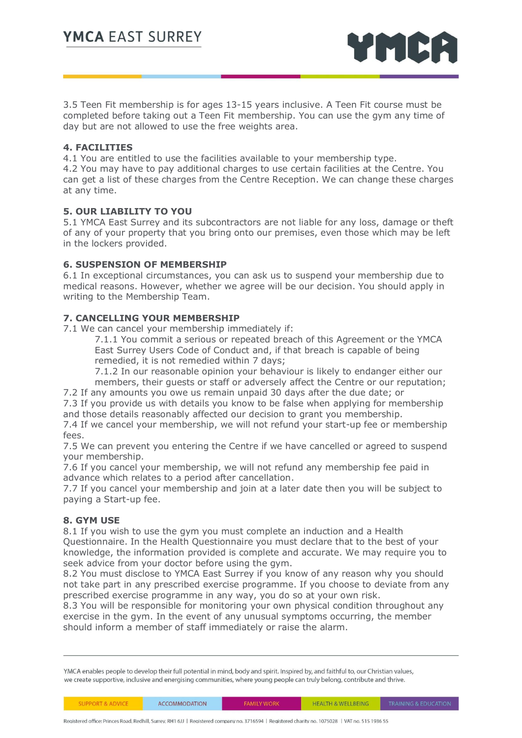3.5 Teen Fit membership is for ages 13-15 years inclusive. A Teen Fit course must be completed before taking out a Teen Fit membership. You can use the gym any time of day but are not allowed to use the free weights area.

**4. FACILITIES**

4.1 You are entitled to use the facilities available to your membership type.
4.2 You may have to pay additional charges to use certain facilities at the Centre. You can get a list of these charges from the Centre Reception. We can change these charges at any time.

**5. OUR LIABILITY TO YOU**

5.1 YMCA East Surrey and its subcontractors are not liable for any loss, damage or theft of any of your property that you bring onto our premises, even those which may be left in the lockers provided.

**6. SUSPENSION OF MEMBERSHIP**

6.1 In exceptional circumstances, you can ask us to suspend your membership due to medical reasons. However, whether we agree will be our decision. You should apply in writing to the Membership Team.

**7. CANCELLING YOUR MEMBERSHIP**

7.1 We can cancel your membership immediately if:

> 7.1.1 You commit a serious or repeated breach of this Agreement or the YMCA East Surrey Users Code of Conduct and, if that breach is capable of being remedied, it is not remedied within 7 days;
> 7.1.2 In our reasonable opinion your behaviour is likely to endanger either our members, their guests or staff or adversely affect the Centre or our reputation;

7.2 If any amounts you owe us remain unpaid 30 days after the due date; or
7.3 If you provide us with details you know to be false when applying for membership and those details reasonably affected our decision to grant you membership.
7.4 If we cancel your membership, we will not refund your start-up fee or membership fees.
7.5 We can prevent you entering the Centre if we have cancelled or agreed to suspend your membership.
7.6 If you cancel your membership, we will not refund any membership fee paid in advance which relates to a period after cancellation.
7.7 If you cancel your membership and join at a later date then you will be subject to paying a Start-up fee.

**8. GYM USE**

8.1 If you wish to use the gym you must complete an induction and a Health Questionnaire. In the Health Questionnaire you must declare that to the best of your knowledge, the information provided is complete and accurate. We may require you to seek advice from your doctor before using the gym.
8.2 You must disclose to YMCA East Surrey if you know of any reason why you should not take part in any prescribed exercise programme. If you choose to deviate from any prescribed exercise programme in any way, you do so at your own risk.
8.3 You will be responsible for monitoring your own physical condition throughout any exercise in the gym. In the event of any unusual symptoms occurring, the member should inform a member of staff immediately or raise the alarm.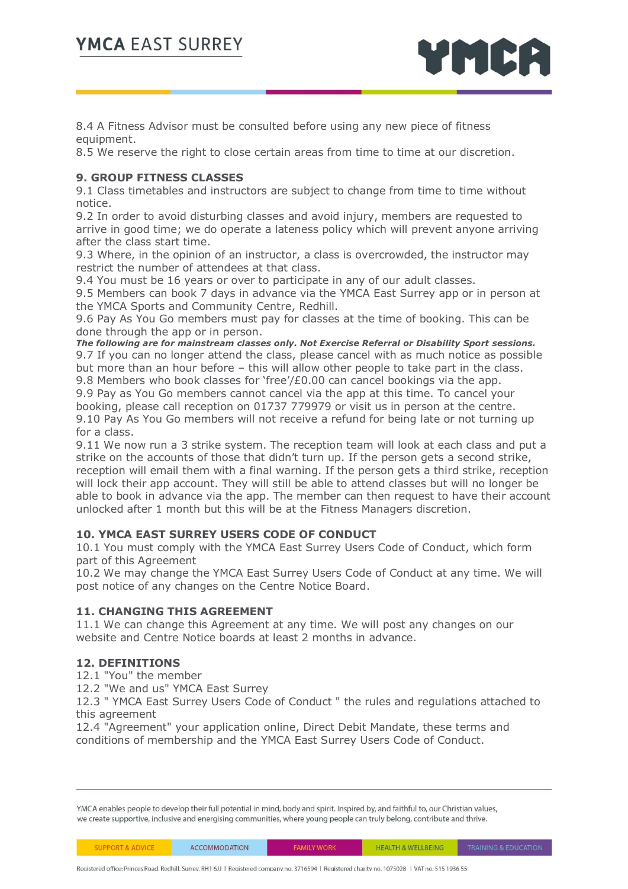8.4 A Fitness Advisor must be consulted before using any new piece of fitness equipment.
8.5 We reserve the right to close certain areas from time to time at our discretion.

**9. GROUP FITNESS CLASSES**
9.1 Class timetables and instructors are subject to change from time to time without notice.
9.2 In order to avoid disturbing classes and avoid injury, members are requested to arrive in good time; we do operate a lateness policy which will prevent anyone arriving after the class start time.
9.3 Where, in the opinion of an instructor, a class is overcrowded, the instructor may restrict the number of attendees at that class.
9.4 You must be 16 years or over to participate in any of our adult classes.
9.5 Members can book 7 days in advance via the YMCA East Surrey app or in person at the YMCA Sports and Community Centre, Redhill.
9.6 Pay As You Go members must pay for classes at the time of booking. This can be done through the app or in person.
***The following are for mainstream classes only. Not Exercise Referral or Disability Sport sessions.***
9.7 If you can no longer attend the class, please cancel with as much notice as possible but more than an hour before – this will allow other people to take part in the class.
9.8 Members who book classes for 'free'/£0.00 can cancel bookings via the app.
9.9 Pay as You Go members cannot cancel via the app at this time. To cancel your booking, please call reception on 01737 779979 or visit us in person at the centre.
9.10 Pay As You Go members will not receive a refund for being late or not turning up for a class.
9.11 We now run a 3 strike system. The reception team will look at each class and put a strike on the accounts of those that didn't turn up. If the person gets a second strike, reception will email them with a final warning. If the person gets a third strike, reception will lock their app account. They will still be able to attend classes but will no longer be able to book in advance via the app. The member can then request to have their account unlocked after 1 month but this will be at the Fitness Managers discretion.

**10. YMCA EAST SURREY USERS CODE OF CONDUCT**
10.1 You must comply with the YMCA East Surrey Users Code of Conduct, which form part of this Agreement
10.2 We may change the YMCA East Surrey Users Code of Conduct at any time. We will post notice of any changes on the Centre Notice Board.

**11. CHANGING THIS AGREEMENT**
11.1 We can change this Agreement at any time. We will post any changes on our website and Centre Notice boards at least 2 months in advance.

**12. DEFINITIONS**
12.1 "You" the member
12.2 "We and us" YMCA East Surrey
12.3 " YMCA East Surrey Users Code of Conduct " the rules and regulations attached to this agreement
12.4 "Agreement" your application online, Direct Debit Mandate, these terms and conditions of membership and the YMCA East Surrey Users Code of Conduct.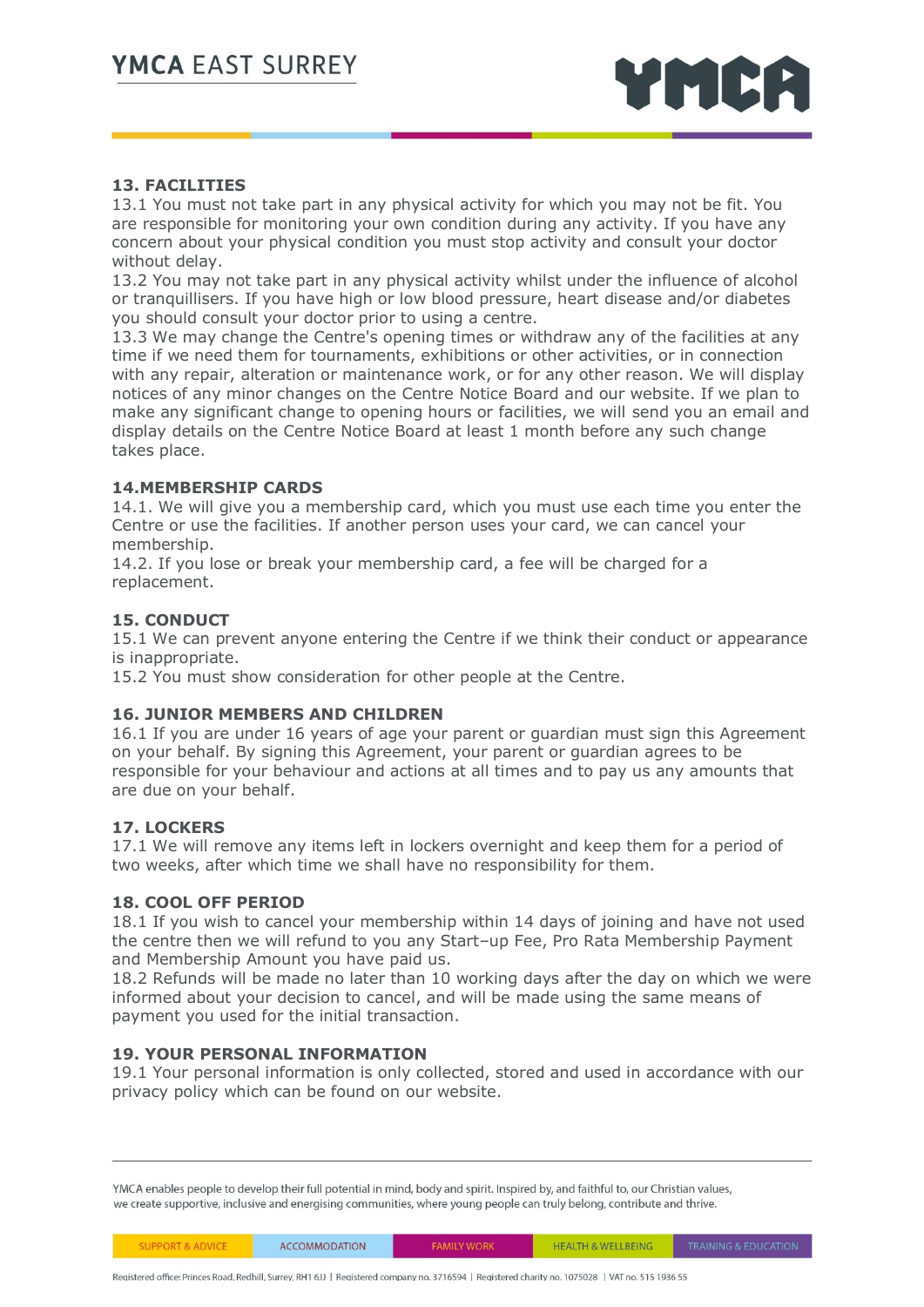## 13. FACILITIES

13.1 You must not take part in any physical activity for which you may not be fit. You are responsible for monitoring your own condition during any activity. If you have any concern about your physical condition you must stop activity and consult your doctor without delay.

13.2 You may not take part in any physical activity whilst under the influence of alcohol or tranquillisers. If you have high or low blood pressure, heart disease and/or diabetes you should consult your doctor prior to using a centre.

13.3 We may change the Centre's opening times or withdraw any of the facilities at any time if we need them for tournaments, exhibitions or other activities, or in connection with any repair, alteration or maintenance work, or for any other reason. We will display notices of any minor changes on the Centre Notice Board and our website. If we plan to make any significant change to opening hours or facilities, we will send you an email and display details on the Centre Notice Board at least 1 month before any such change takes place.

## 14.MEMBERSHIP CARDS

14.1. We will give you a membership card, which you must use each time you enter the Centre or use the facilities. If another person uses your card, we can cancel your membership.

14.2. If you lose or break your membership card, a fee will be charged for a replacement.

## 15. CONDUCT

15.1 We can prevent anyone entering the Centre if we think their conduct or appearance is inappropriate.

15.2 You must show consideration for other people at the Centre.

## 16. JUNIOR MEMBERS AND CHILDREN

16.1 If you are under 16 years of age your parent or guardian must sign this Agreement on your behalf. By signing this Agreement, your parent or guardian agrees to be responsible for your behaviour and actions at all times and to pay us any amounts that are due on your behalf.

## 17. LOCKERS

17.1 We will remove any items left in lockers overnight and keep them for a period of two weeks, after which time we shall have no responsibility for them.

## 18. COOL OFF PERIOD

18.1 If you wish to cancel your membership within 14 days of joining and have not used the centre then we will refund to you any Start–up Fee, Pro Rata Membership Payment and Membership Amount you have paid us.

18.2 Refunds will be made no later than 10 working days after the day on which we were informed about your decision to cancel, and will be made using the same means of payment you used for the initial transaction.

## 19. YOUR PERSONAL INFORMATION

19.1 Your personal information is only collected, stored and used in accordance with our privacy policy which can be found on our website.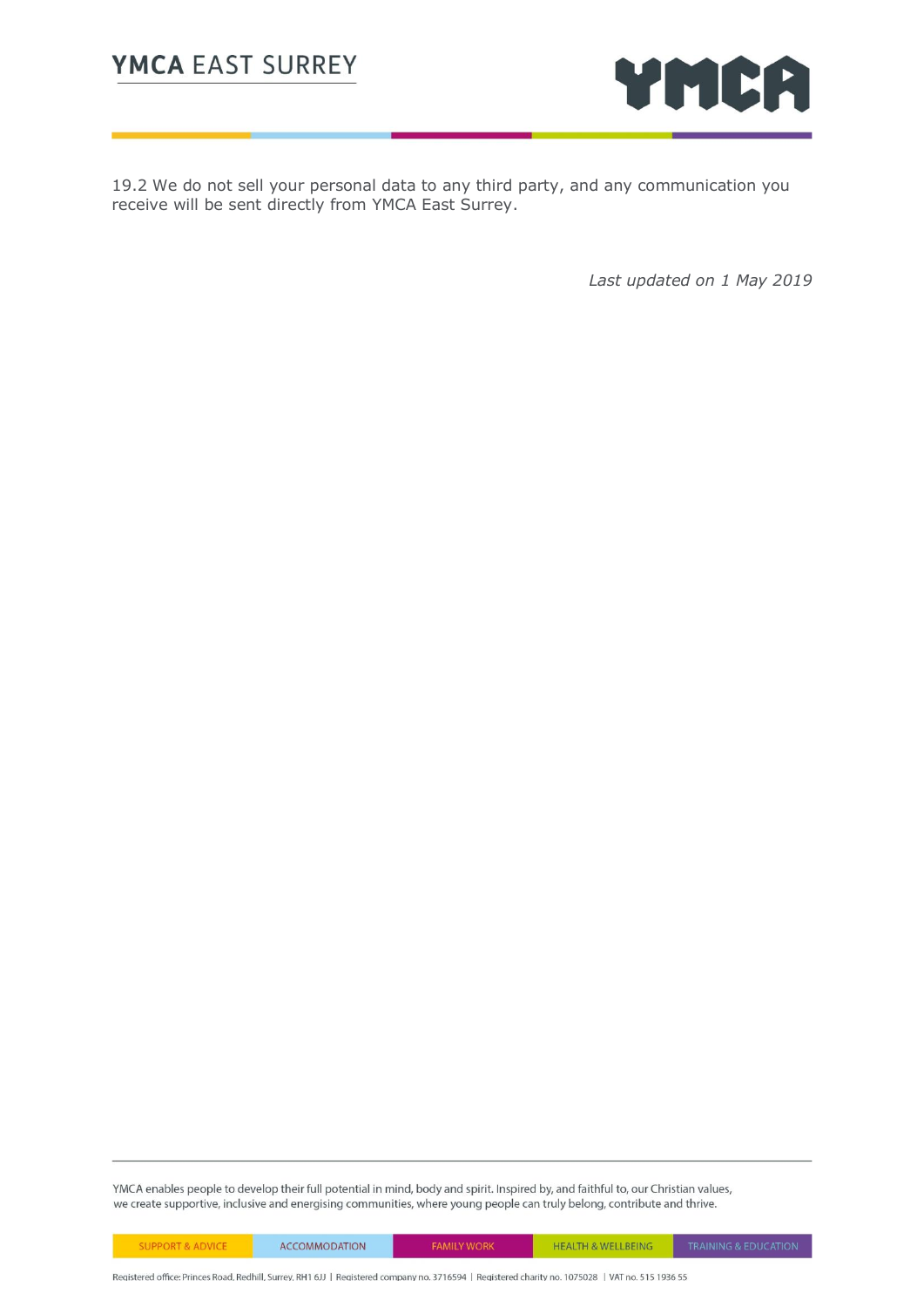19.2 We do not sell your personal data to any third party, and any communication you receive will be sent directly from YMCA East Surrey.

*Last updated on 1 May 2019*